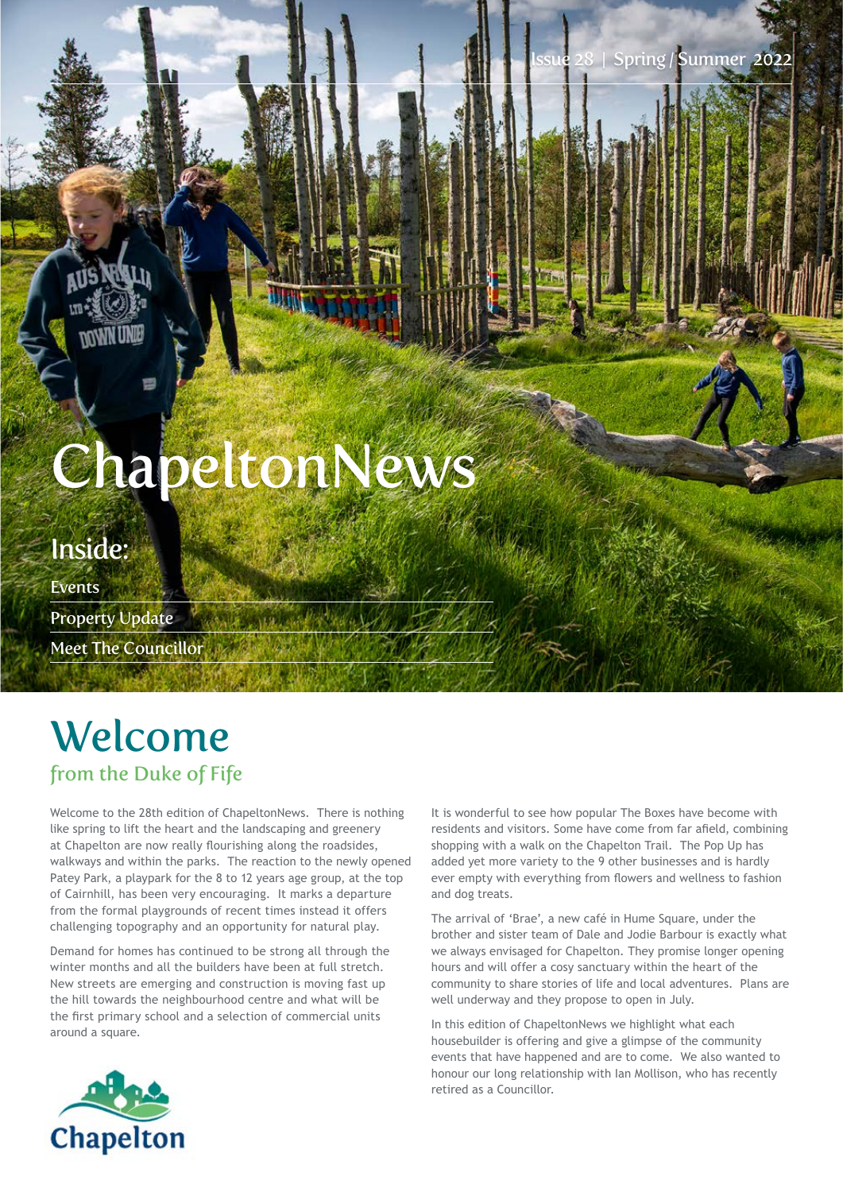Issue 28 | Spring / Summer 2022

# ChapeltonNews

## Inside:

- Events
- Property Update
- Meet The Councillor

# Welcome

### from the Duke of Fife

Welcome to the 28th edition of ChapeltonNews. There is nothing like spring to lift the heart and the landscaping and greenery at Chapelton are now really flourishing along the roadsides, walkways and within the parks. The reaction to the newly opened Patey Park, a playpark for the 8 to 12 years age group, at the top of Cairnhill, has been very encouraging. It marks a departure from the formal playgrounds of recent times instead it offers challenging topography and an opportunity for natural play.

Demand for homes has continued to be strong all through the winter months and all the builders have been at full stretch. New streets are emerging and construction is moving fast up the hill towards the neighbourhood centre and what will be the first primary school and a selection of commercial units around a square.

It is wonderful to see how popular The Boxes have become with residents and visitors. Some have come from far afield, combining shopping with a walk on the Chapelton Trail. The Pop Up has added yet more variety to the 9 other businesses and is hardly ever empty with everything from flowers and wellness to fashion and dog treats.

The arrival of 'Brae', a new café in Hume Square, under the brother and sister team of Dale and Jodie Barbour is exactly what we always envisaged for Chapelton. They promise longer opening hours and will offer a cosy sanctuary within the heart of the community to share stories of life and local adventures. Plans are well underway and they propose to open in July.

In this edition of ChapeltonNews we highlight what each housebuilder is offering and give a glimpse of the community events that have happened and are to come. We also wanted to honour our long relationship with Ian Mollison, who has recently retired as a Councillor.

Chapelton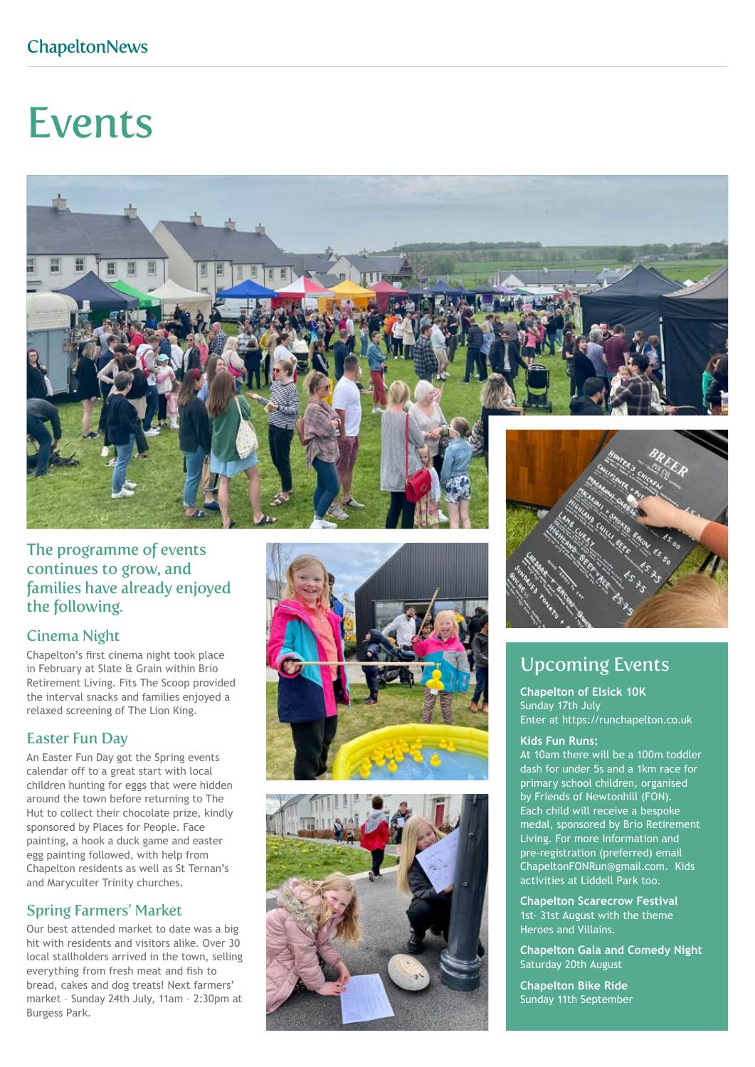# Events

## The programme of events continues to grow, and families have already enjoyed the following.

### Cinema Night

Chapelton's first cinema night took place in February at Slate & Grain within Brio Retirement Living. Fits The Scoop provided the interval snacks and families enjoyed a relaxed screening of The Lion King.

### Easter Fun Day

An Easter Fun Day got the Spring events calendar off to a great start with local children hunting for eggs that were hidden around the town before returning to The Hut to collect their chocolate prize, kindly sponsored by Places for People. Face painting, a hook a duck game and easter egg painting followed, with help from Chapelton residents as well as St Ternan's and Maryculter Trinity churches.

### Spring Farmers' Market

Our best attended market to date was a big hit with residents and visitors alike. Over 30 local stallholders arrived in the town, selling everything from fresh meat and fish to bread, cakes and dog treats! Next farmers' market – Sunday 24th July, 11am – 2:30pm at Burgess Park.

## Upcoming Events

**Chapelton of Elsick 10K**
Sunday 17th July
Enter at https://runchapelton.co.uk

**Kids Fun Runs:**
At 10am there will be a 100m toddler dash for under 5s and a 1km race for primary school children, organised by Friends of Newtonhill (FON). Each child will receive a bespoke medal, sponsored by Brio Retirement Living. For more information and pre-registration (preferred) email ChapeltonFONRun@gmail.com. Kids activities at Liddell Park too.

**Chapelton Scarecrow Festival**
1st- 31st August with the theme Heroes and Villains.

**Chapelton Gala and Comedy Night**
Saturday 20th August

**Chapelton Bike Ride**
Sunday 11th September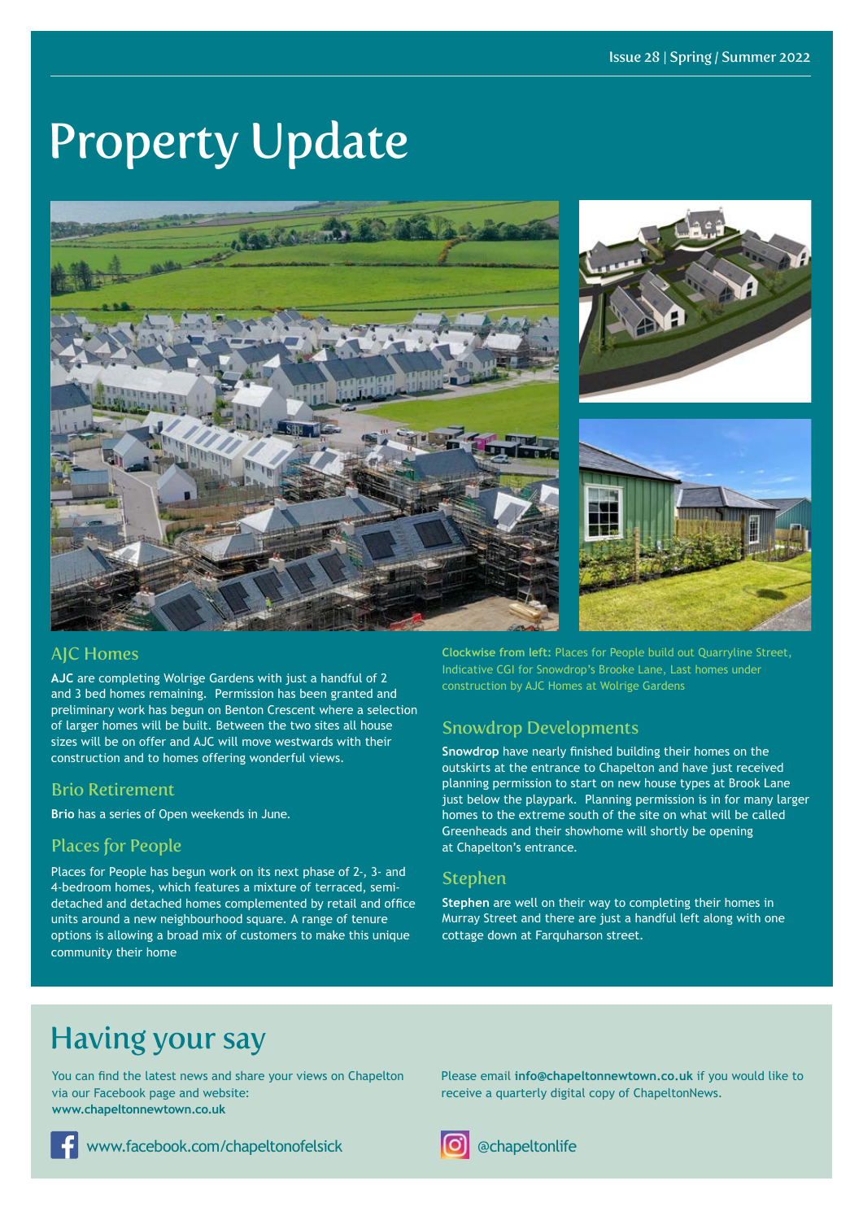# Property Update

## AJC Homes

**AJC** are completing Wolrige Gardens with just a handful of 2 and 3 bed homes remaining. Permission has been granted and preliminary work has begun on Benton Crescent where a selection of larger homes will be built. Between the two sites all house sizes will be on offer and AJC will move westwards with their construction and to homes offering wonderful views.

## Brio Retirement

**Brio** has a series of Open weekends in June.

## Places for People

Places for People has begun work on its next phase of 2-, 3- and 4-bedroom homes, which features a mixture of terraced, semi-detached and detached homes complemented by retail and office units around a new neighbourhood square. A range of tenure options is allowing a broad mix of customers to make this unique community their home

**Clockwise from left:** Places for People build out Quarryline Street, Indicative CGI for Snowdrop's Brooke Lane, Last homes under construction by AJC Homes at Wolrige Gardens

## Snowdrop Developments

**Snowdrop** have nearly finished building their homes on the outskirts at the entrance to Chapelton and have just received planning permission to start on new house types at Brook Lane just below the playpark. Planning permission is in for many larger homes to the extreme south of the site on what will be called Greenheads and their showhome will shortly be opening at Chapelton's entrance.

## Stephen

**Stephen** are well on their way to completing their homes in Murray Street and there are just a handful left along with one cottage down at Farquharson street.

# Having your say

You can find the latest news and share your views on Chapelton via our Facebook page and website: **www.chapeltonnewtown.co.uk**

Please email **info@chapeltonnewtown.co.uk** if you would like to receive a quarterly digital copy of ChapeltonNews.

www.facebook.com/chapeltonofelsick

@chapeltonlife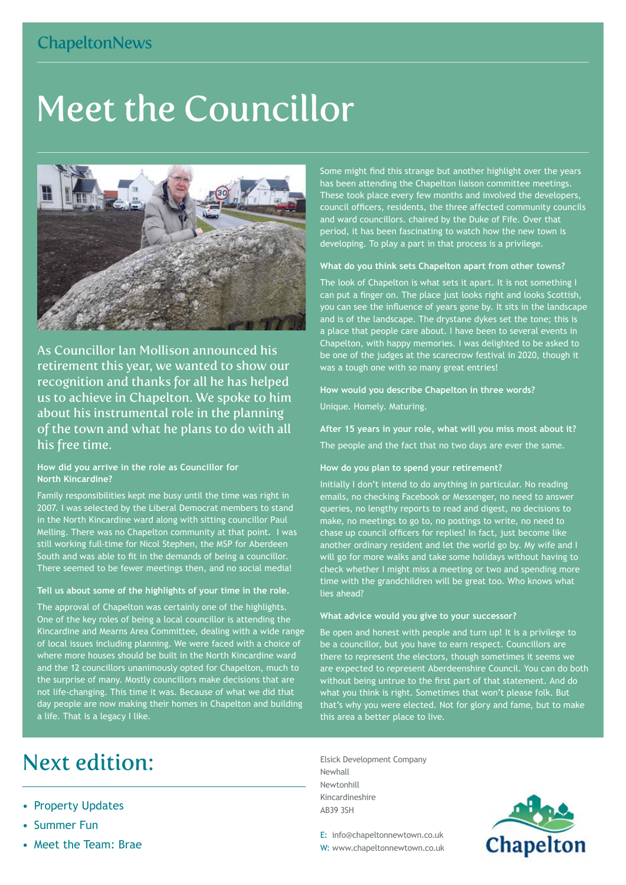ChapeltonNews

# Meet the Council­lor

As Councillor Ian Mollison announced his retirement this year, we wanted to show our recognition and thanks for all he has helped us to achieve in Chapelton. We spoke to him about his instrumental role in the planning of the town and what he plans to do with all his free time.

**How did you arrive in the role as Councillor for North Kincardine?**

Family responsibilities kept me busy until the time was right in 2007. I was selected by the Liberal Democrat members to stand in the North Kincardine ward along with sitting councillor Paul Melling. There was no Chapelton community at that point. I was still working full-time for Nicol Stephen, the MSP for Aberdeen South and was able to fit in the demands of being a councillor. There seemed to be fewer meetings then, and no social media!

**Tell us about some of the highlights of your time in the role.**

The approval of Chapelton was certainly one of the highlights. One of the key roles of being a local councillor is attending the Kincardine and Mearns Area Committee, dealing with a wide range of local issues including planning. We were faced with a choice of where more houses should be built in the North Kincardine ward and the 12 councillors unanimously opted for Chapelton, much to the surprise of many. Mostly councillors make decisions that are not life-changing. This time it was. Because of what we did that day people are now making their homes in Chapelton and building a life. That is a legacy I like.

Some might find this strange but another highlight over the years has been attending the Chapelton liaison committee meetings. These took place every few months and involved the developers, council officers, residents, the three affected community councils and ward councillors. chaired by the Duke of Fife. Over that period, it has been fascinating to watch how the new town is developing. To play a part in that process is a privilege.

**What do you think sets Chapelton apart from other towns?**

The look of Chapelton is what sets it apart. It is not something I can put a finger on. The place just looks right and looks Scottish, you can see the influence of years gone by. It sits in the landscape and is of the landscape. The drystane dykes set the tone; this is a place that people care about. I have been to several events in Chapelton, with happy memories. I was delighted to be asked to be one of the judges at the scarecrow festival in 2020, though it was a tough one with so many great entries!

**How would you describe Chapelton in three words?**

Unique. Homely. Maturing.

**After 15 years in your role, what will you miss most about it?**

The people and the fact that no two days are ever the same.

**How do you plan to spend your retirement?**

Initially I don't intend to do anything in particular. No reading emails, no checking Facebook or Messenger, no need to answer queries, no lengthy reports to read and digest, no decisions to make, no meetings to go to, no postings to write, no need to chase up council officers for replies! In fact, just become like another ordinary resident and let the world go by. My wife and I will go for more walks and take some holidays without having to check whether I might miss a meeting or two and spending more time with the grandchildren will be great too. Who knows what lies ahead?

**What advice would you give to your successor?**

Be open and honest with people and turn up! It is a privilege to be a councillor, but you have to earn respect. Councillors are there to represent the electors, though sometimes it seems we are expected to represent Aberdeenshire Council. You can do both without being untrue to the first part of that statement. And do what you think is right. Sometimes that won't please folk. But that's why you were elected. Not for glory and fame, but to make this area a better place to live.

## Next edition:

- Property Updates
- Summer Fun
- Meet the Team: Brae

Elsick Development Company
Newhall
Newtonhill
Kincardineshire
AB39 3SH

E: info@chapeltonnewtown.co.uk
W: www.chapeltonnewtown.co.uk

Chapelton